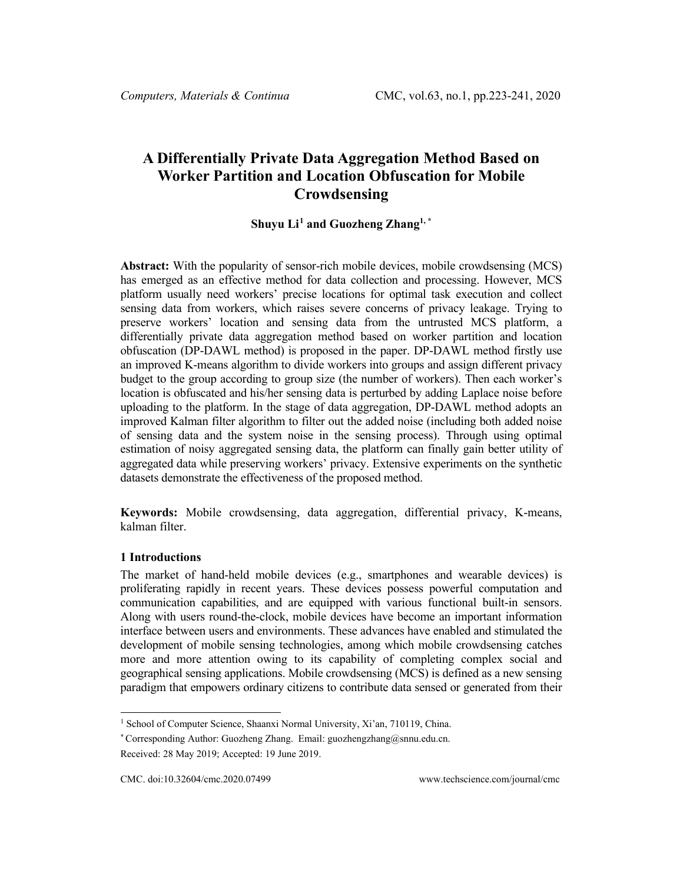# A Differentially Private Data Aggregation Method Based on Worker Partition and Location Obfuscation for Mobile Crowdsensing

**Shuyu Li[1] and Guozheng Zhang[1, *]**

**Abstract:** With the popularity of sensor-rich mobile devices, mobile crowdsensing (MCS) has emerged as an effective method for data collection and processing. However, MCS platform usually need workers' precise locations for optimal task execution and collect sensing data from workers, which raises severe concerns of privacy leakage. Trying to preserve workers' location and sensing data from the untrusted MCS platform, a differentially private data aggregation method based on worker partition and location obfuscation (DP-DAWL method) is proposed in the paper. DP-DAWL method firstly use an improved K-means algorithm to divide workers into groups and assign different privacy budget to the group according to group size (the number of workers). Then each worker's location is obfuscated and his/her sensing data is perturbed by adding Laplace noise before uploading to the platform. In the stage of data aggregation, DP-DAWL method adopts an improved Kalman filter algorithm to filter out the added noise (including both added noise of sensing data and the system noise in the sensing process). Through using optimal estimation of noisy aggregated sensing data, the platform can finally gain better utility of aggregated data while preserving workers' privacy. Extensive experiments on the synthetic datasets demonstrate the effectiveness of the proposed method.

**Keywords:** Mobile crowdsensing, data aggregation, differential privacy, K-means, kalman filter.

## 1 Introductions

The market of hand-held mobile devices (e.g., smartphones and wearable devices) is proliferating rapidly in recent years. These devices possess powerful computation and communication capabilities, and are equipped with various functional built-in sensors. Along with users round-the-clock, mobile devices have become an important information interface between users and environments. These advances have enabled and stimulated the development of mobile sensing technologies, among which mobile crowdsensing catches more and more attention owing to its capability of completing complex social and geographical sensing applications. Mobile crowdsensing (MCS) is defined as a new sensing paradigm that empowers ordinary citizens to contribute data sensed or generated from their

---

[1] School of Computer Science, Shaanxi Normal University, Xi'an, 710119, China.

[*] Corresponding Author: Guozheng Zhang. Email: guozhengzhang@snnu.edu.cn.

Received: 28 May 2019; Accepted: 19 June 2019.

CMC. doi:10.32604/cmc.2020.07499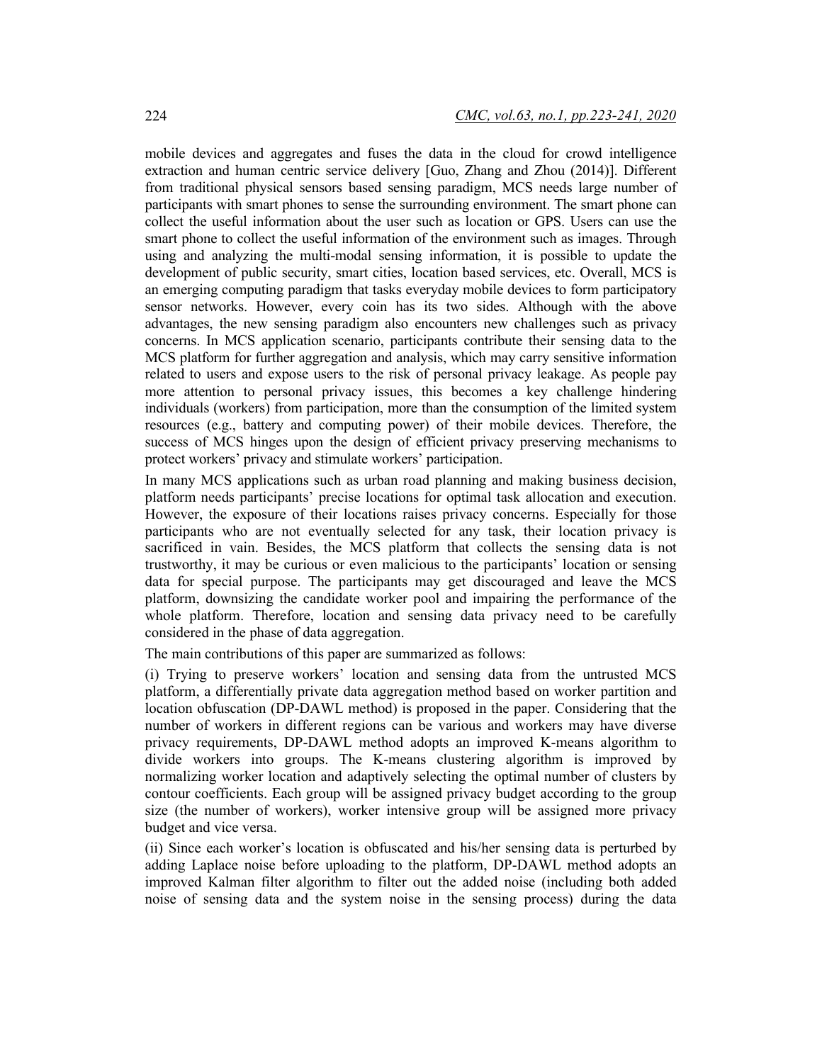mobile devices and aggregates and fuses the data in the cloud for crowd intelligence extraction and human centric service delivery [Guo, Zhang and Zhou (2014)]. Different from traditional physical sensors based sensing paradigm, MCS needs large number of participants with smart phones to sense the surrounding environment. The smart phone can collect the useful information about the user such as location or GPS. Users can use the smart phone to collect the useful information of the environment such as images. Through using and analyzing the multi-modal sensing information, it is possible to update the development of public security, smart cities, location based services, etc. Overall, MCS is an emerging computing paradigm that tasks everyday mobile devices to form participatory sensor networks. However, every coin has its two sides. Although with the above advantages, the new sensing paradigm also encounters new challenges such as privacy concerns. In MCS application scenario, participants contribute their sensing data to the MCS platform for further aggregation and analysis, which may carry sensitive information related to users and expose users to the risk of personal privacy leakage. As people pay more attention to personal privacy issues, this becomes a key challenge hindering individuals (workers) from participation, more than the consumption of the limited system resources (e.g., battery and computing power) of their mobile devices. Therefore, the success of MCS hinges upon the design of efficient privacy preserving mechanisms to protect workers' privacy and stimulate workers' participation.

In many MCS applications such as urban road planning and making business decision, platform needs participants' precise locations for optimal task allocation and execution. However, the exposure of their locations raises privacy concerns. Especially for those participants who are not eventually selected for any task, their location privacy is sacrificed in vain. Besides, the MCS platform that collects the sensing data is not trustworthy, it may be curious or even malicious to the participants' location or sensing data for special purpose. The participants may get discouraged and leave the MCS platform, downsizing the candidate worker pool and impairing the performance of the whole platform. Therefore, location and sensing data privacy need to be carefully considered in the phase of data aggregation.

The main contributions of this paper are summarized as follows:

(i) Trying to preserve workers' location and sensing data from the untrusted MCS platform, a differentially private data aggregation method based on worker partition and location obfuscation (DP-DAWL method) is proposed in the paper. Considering that the number of workers in different regions can be various and workers may have diverse privacy requirements, DP-DAWL method adopts an improved K-means algorithm to divide workers into groups. The K-means clustering algorithm is improved by normalizing worker location and adaptively selecting the optimal number of clusters by contour coefficients. Each group will be assigned privacy budget according to the group size (the number of workers), worker intensive group will be assigned more privacy budget and vice versa.

(ii) Since each worker's location is obfuscated and his/her sensing data is perturbed by adding Laplace noise before uploading to the platform, DP-DAWL method adopts an improved Kalman filter algorithm to filter out the added noise (including both added noise of sensing data and the system noise in the sensing process) during the data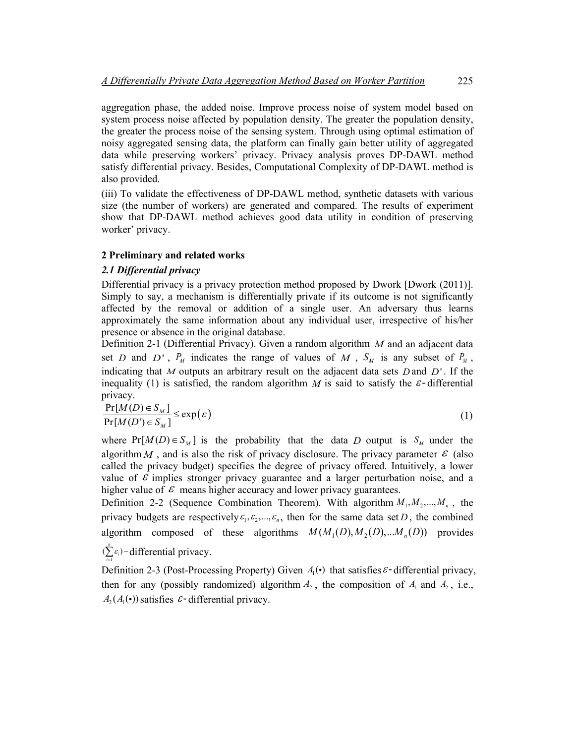aggregation phase, the added noise. Improve process noise of system model based on system process noise affected by population density. The greater the population density, the greater the process noise of the sensing system. Through using optimal estimation of noisy aggregated sensing data, the platform can finally gain better utility of aggregated data while preserving workers' privacy. Privacy analysis proves DP-DAWL method satisfy differential privacy. Besides, Computational Complexity of DP-DAWL method is also provided.

(iii) To validate the effectiveness of DP-DAWL method, synthetic datasets with various size (the number of workers) are generated and compared. The results of experiment show that DP-DAWL method achieves good data utility in condition of preserving worker' privacy.

## 2 Preliminary and related works

### *2.1 Differential privacy*

Differential privacy is a privacy protection method proposed by Dwork [Dwork (2011)]. Simply to say, a mechanism is differentially private if its outcome is not significantly affected by the removal or addition of a single user. An adversary thus learns approximately the same information about any individual user, irrespective of his/her presence or absence in the original database.

Definition 2-1 (Differential Privacy). Given a random algorithm $M$ and an adjacent data set $D$ and $D'$, $P_M$ indicates the range of values of $M$, $S_M$ is any subset of $P_M$, indicating that $M$ outputs an arbitrary result on the adjacent data sets $D$ and $D'$. If the inequality (1) is satisfied, the random algorithm $M$ is said to satisfy the $\varepsilon$-differential privacy.

$$\frac{\Pr[M(D) \in S_M]}{\Pr[M(D') \in S_M]} \leq \exp(\varepsilon) \tag{1}$$

where $\Pr[M(D) \in S_M]$ is the probability that the data $D$ output is $S_M$ under the algorithm $M$, and is also the risk of privacy disclosure. The privacy parameter $\varepsilon$ (also called the privacy budget) specifies the degree of privacy offered. Intuitively, a lower value of $\varepsilon$ implies stronger privacy guarantee and a larger perturbation noise, and a higher value of $\varepsilon$ means higher accuracy and lower privacy guarantees.

Definition 2-2 (Sequence Combination Theorem). With algorithm $M_1, M_2, ..., M_n$, the privacy budgets are respectively $\varepsilon_1, \varepsilon_2, ..., \varepsilon_n$, then for the same data set $D$, the combined algorithm composed of these algorithms $M(M_1(D), M_2(D), ...M_n(D))$ provides $(\sum_{i=1}^{n} \varepsilon_i)$-differential privacy.

Definition 2-3 (Post-Processing Property) Given $A_1(\bullet)$ that satisfies $\varepsilon$-differential privacy, then for any (possibly randomized) algorithm $A_2$, the composition of $A_1$ and $A_2$, i.e., $A_2(A_1(\bullet))$ satisfies $\varepsilon$-differential privacy.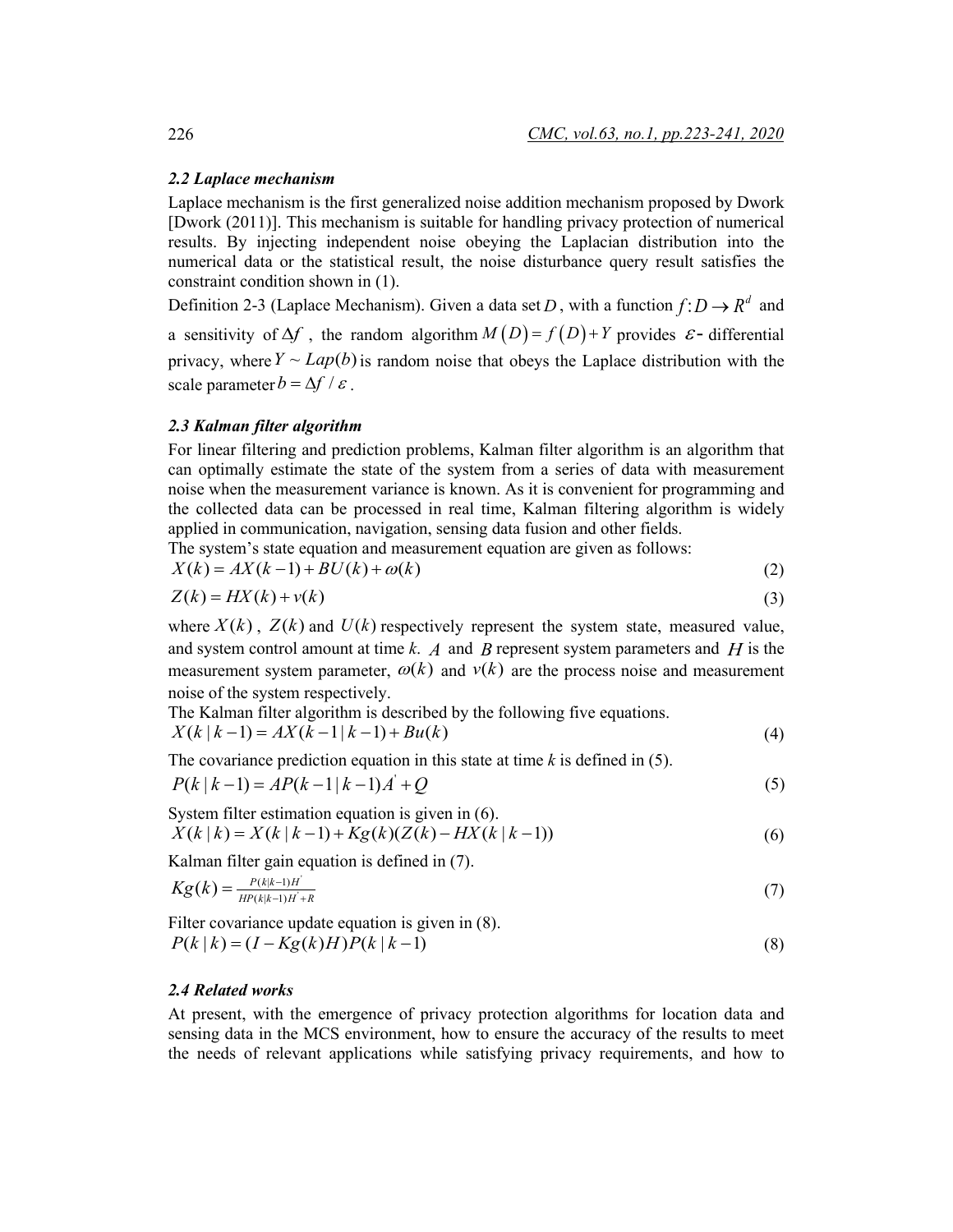### *2.2 Laplace mechanism*

Laplace mechanism is the first generalized noise addition mechanism proposed by Dwork [Dwork (2011)]. This mechanism is suitable for handling privacy protection of numerical results. By injecting independent noise obeying the Laplacian distribution into the numerical data or the statistical result, the noise disturbance query result satisfies the constraint condition shown in (1).

Definition 2-3 (Laplace Mechanism). Given a data set $D$, with a function $f: D \rightarrow R^d$ and a sensitivity of $\Delta f$, the random algorithm $M(D) = f(D) + Y$ provides $\varepsilon$- differential privacy, where $Y \sim Lap(b)$ is random noise that obeys the Laplace distribution with the scale parameter $b = \Delta f / \varepsilon$.

### *2.3 Kalman filter algorithm*

For linear filtering and prediction problems, Kalman filter algorithm is an algorithm that can optimally estimate the state of the system from a series of data with measurement noise when the measurement variance is known. As it is convenient for programming and the collected data can be processed in real time, Kalman filtering algorithm is widely applied in communication, navigation, sensing data fusion and other fields.

The system's state equation and measurement equation are given as follows:

$$X(k) = AX(k-1) + BU(k) + \omega(k) \tag{2}$$

$$Z(k) = HX(k) + v(k) \tag{3}$$

where $X(k)$, $Z(k)$ and $U(k)$ respectively represent the system state, measured value, and system control amount at time *k*. $A$ and $B$ represent system parameters and $H$ is the measurement system parameter, $\omega(k)$ and $v(k)$ are the process noise and measurement noise of the system respectively.

The Kalman filter algorithm is described by the following five equations.

$$X(k \mid k-1) = AX(k-1 \mid k-1) + Bu(k) \tag{4}$$

The covariance prediction equation in this state at time *k* is defined in (5).

$$P(k \mid k-1) = AP(k-1 \mid k-1)A' + Q \tag{5}$$

System filter estimation equation is given in (6).

$$X(k \mid k) = X(k \mid k-1) + Kg(k)(Z(k) - HX(k \mid k-1)) \tag{6}$$

Kalman filter gain equation is defined in (7).

$$Kg(k) = \frac{P(k|k-1)H'}{HP(k|k-1)H' + R} \tag{7}$$

Filter covariance update equation is given in (8).

$$P(k \mid k) = (I - Kg(k)H)P(k \mid k-1) \tag{8}$$

### *2.4 Related works*

At present, with the emergence of privacy protection algorithms for location data and sensing data in the MCS environment, how to ensure the accuracy of the results to meet the needs of relevant applications while satisfying privacy requirements, and how to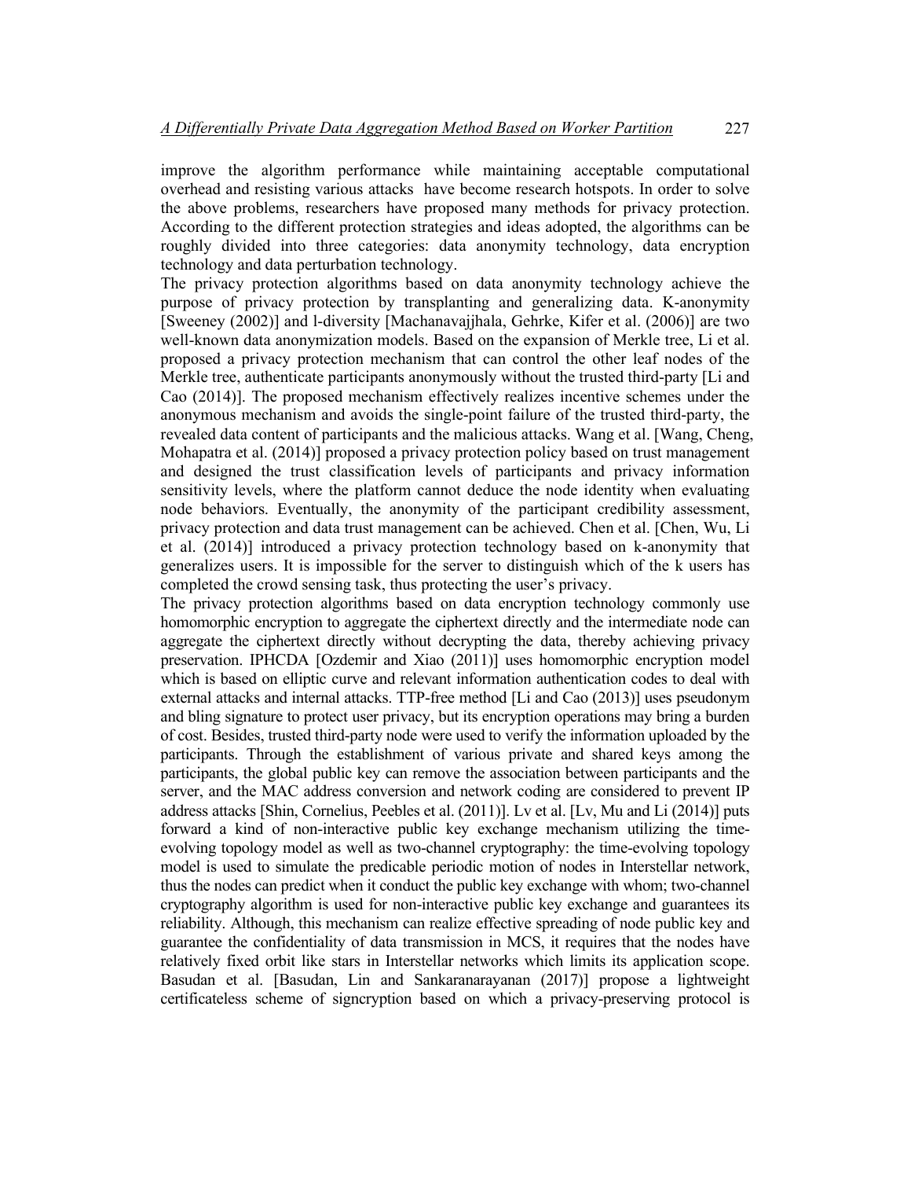improve the algorithm performance while maintaining acceptable computational overhead and resisting various attacks have become research hotspots. In order to solve the above problems, researchers have proposed many methods for privacy protection. According to the different protection strategies and ideas adopted, the algorithms can be roughly divided into three categories: data anonymity technology, data encryption technology and data perturbation technology.

The privacy protection algorithms based on data anonymity technology achieve the purpose of privacy protection by transplanting and generalizing data. K-anonymity [Sweeney (2002)] and l-diversity [Machanavajjhala, Gehrke, Kifer et al. (2006)] are two well-known data anonymization models. Based on the expansion of Merkle tree, Li et al. proposed a privacy protection mechanism that can control the other leaf nodes of the Merkle tree, authenticate participants anonymously without the trusted third-party [Li and Cao (2014)]. The proposed mechanism effectively realizes incentive schemes under the anonymous mechanism and avoids the single-point failure of the trusted third-party, the revealed data content of participants and the malicious attacks. Wang et al. [Wang, Cheng, Mohapatra et al. (2014)] proposed a privacy protection policy based on trust management and designed the trust classification levels of participants and privacy information sensitivity levels, where the platform cannot deduce the node identity when evaluating node behaviors. Eventually, the anonymity of the participant credibility assessment, privacy protection and data trust management can be achieved. Chen et al. [Chen, Wu, Li et al. (2014)] introduced a privacy protection technology based on k-anonymity that generalizes users. It is impossible for the server to distinguish which of the k users has completed the crowd sensing task, thus protecting the user's privacy.

The privacy protection algorithms based on data encryption technology commonly use homomorphic encryption to aggregate the ciphertext directly and the intermediate node can aggregate the ciphertext directly without decrypting the data, thereby achieving privacy preservation. IPHCDA [Ozdemir and Xiao (2011)] uses homomorphic encryption model which is based on elliptic curve and relevant information authentication codes to deal with external attacks and internal attacks. TTP-free method [Li and Cao (2013)] uses pseudonym and bling signature to protect user privacy, but its encryption operations may bring a burden of cost. Besides, trusted third-party node were used to verify the information uploaded by the participants. Through the establishment of various private and shared keys among the participants, the global public key can remove the association between participants and the server, and the MAC address conversion and network coding are considered to prevent IP address attacks [Shin, Cornelius, Peebles et al. (2011)]. Lv et al. [Lv, Mu and Li (2014)] puts forward a kind of non-interactive public key exchange mechanism utilizing the time-evolving topology model as well as two-channel cryptography: the time-evolving topology model is used to simulate the predicable periodic motion of nodes in Interstellar network, thus the nodes can predict when it conduct the public key exchange with whom; two-channel cryptography algorithm is used for non-interactive public key exchange and guarantees its reliability. Although, this mechanism can realize effective spreading of node public key and guarantee the confidentiality of data transmission in MCS, it requires that the nodes have relatively fixed orbit like stars in Interstellar networks which limits its application scope. Basudan et al. [Basudan, Lin and Sankaranarayanan (2017)] propose a lightweight certificateless scheme of signcryption based on which a privacy-preserving protocol is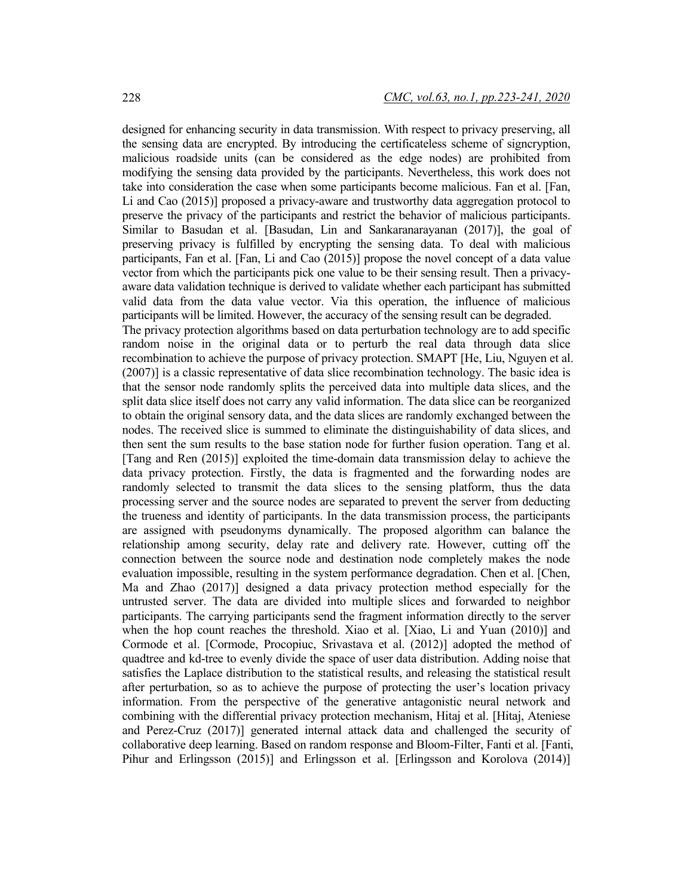designed for enhancing security in data transmission. With respect to privacy preserving, all the sensing data are encrypted. By introducing the certificateless scheme of signcryption, malicious roadside units (can be considered as the edge nodes) are prohibited from modifying the sensing data provided by the participants. Nevertheless, this work does not take into consideration the case when some participants become malicious. Fan et al. [Fan, Li and Cao (2015)] proposed a privacy-aware and trustworthy data aggregation protocol to preserve the privacy of the participants and restrict the behavior of malicious participants. Similar to Basudan et al. [Basudan, Lin and Sankaranarayanan (2017)], the goal of preserving privacy is fulfilled by encrypting the sensing data. To deal with malicious participants, Fan et al. [Fan, Li and Cao (2015)] propose the novel concept of a data value vector from which the participants pick one value to be their sensing result. Then a privacy-aware data validation technique is derived to validate whether each participant has submitted valid data from the data value vector. Via this operation, the influence of malicious participants will be limited. However, the accuracy of the sensing result can be degraded.

The privacy protection algorithms based on data perturbation technology are to add specific random noise in the original data or to perturb the real data through data slice recombination to achieve the purpose of privacy protection. SMAPT [He, Liu, Nguyen et al. (2007)] is a classic representative of data slice recombination technology. The basic idea is that the sensor node randomly splits the perceived data into multiple data slices, and the split data slice itself does not carry any valid information. The data slice can be reorganized to obtain the original sensory data, and the data slices are randomly exchanged between the nodes. The received slice is summed to eliminate the distinguishability of data slices, and then sent the sum results to the base station node for further fusion operation. Tang et al. [Tang and Ren (2015)] exploited the time-domain data transmission delay to achieve the data privacy protection. Firstly, the data is fragmented and the forwarding nodes are randomly selected to transmit the data slices to the sensing platform, thus the data processing server and the source nodes are separated to prevent the server from deducting the trueness and identity of participants. In the data transmission process, the participants are assigned with pseudonyms dynamically. The proposed algorithm can balance the relationship among security, delay rate and delivery rate. However, cutting off the connection between the source node and destination node completely makes the node evaluation impossible, resulting in the system performance degradation. Chen et al. [Chen, Ma and Zhao (2017)] designed a data privacy protection method especially for the untrusted server. The data are divided into multiple slices and forwarded to neighbor participants. The carrying participants send the fragment information directly to the server when the hop count reaches the threshold. Xiao et al. [Xiao, Li and Yuan (2010)] and Cormode et al. [Cormode, Procopiuc, Srivastava et al. (2012)] adopted the method of quadtree and kd-tree to evenly divide the space of user data distribution. Adding noise that satisfies the Laplace distribution to the statistical results, and releasing the statistical result after perturbation, so as to achieve the purpose of protecting the user's location privacy information. From the perspective of the generative antagonistic neural network and combining with the differential privacy protection mechanism, Hitaj et al. [Hitaj, Ateniese and Perez-Cruz (2017)] generated internal attack data and challenged the security of collaborative deep learning. Based on random response and Bloom-Filter, Fanti et al. [Fanti, Pihur and Erlingsson (2015)] and Erlingsson et al. [Erlingsson and Korolova (2014)]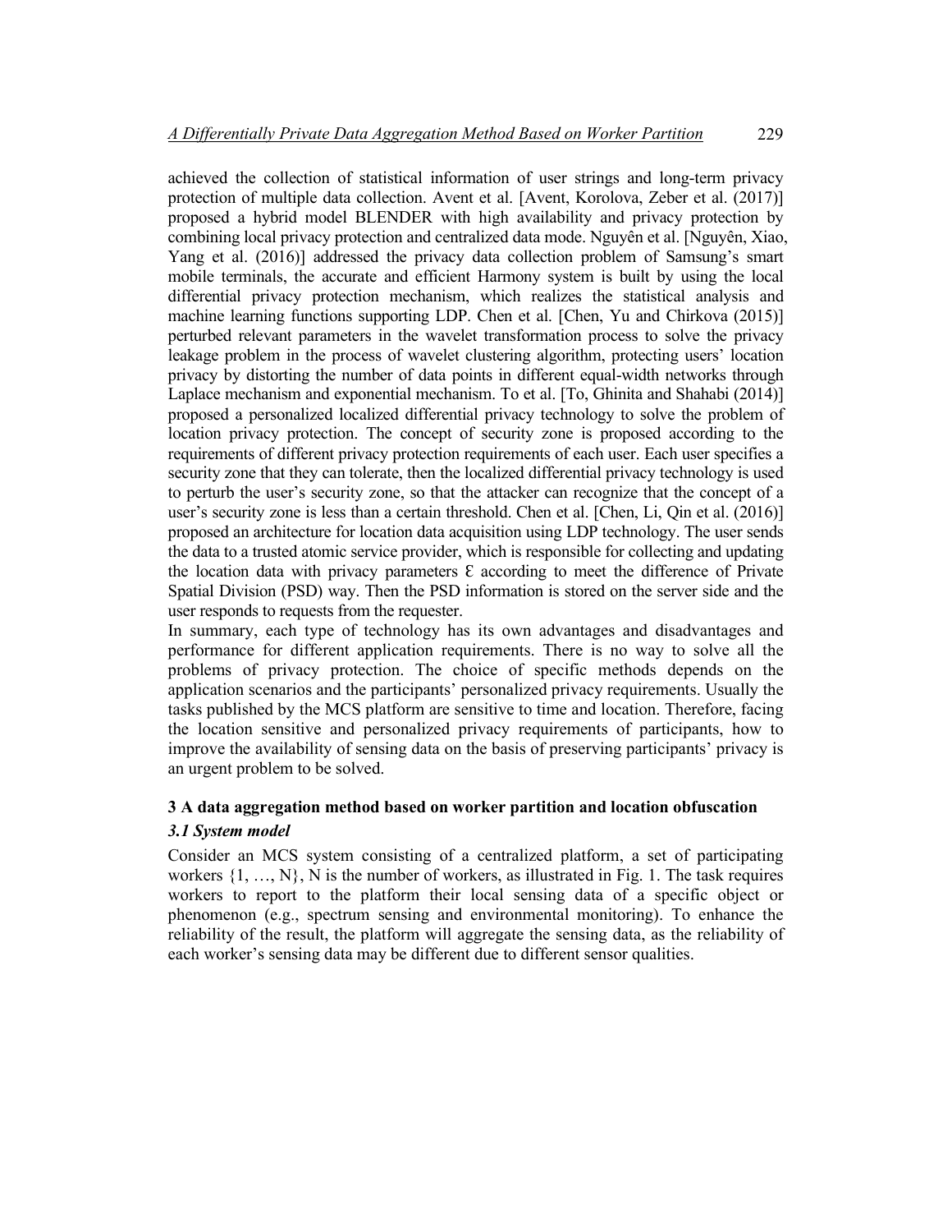achieved the collection of statistical information of user strings and long-term privacy protection of multiple data collection. Avent et al. [Avent, Korolova, Zeber et al. (2017)] proposed a hybrid model BLENDER with high availability and privacy protection by combining local privacy protection and centralized data mode. Nguyên et al. [Nguyên, Xiao, Yang et al. (2016)] addressed the privacy data collection problem of Samsung's smart mobile terminals, the accurate and efficient Harmony system is built by using the local differential privacy protection mechanism, which realizes the statistical analysis and machine learning functions supporting LDP. Chen et al. [Chen, Yu and Chirkova (2015)] perturbed relevant parameters in the wavelet transformation process to solve the privacy leakage problem in the process of wavelet clustering algorithm, protecting users' location privacy by distorting the number of data points in different equal-width networks through Laplace mechanism and exponential mechanism. To et al. [To, Ghinita and Shahabi (2014)] proposed a personalized localized differential privacy technology to solve the problem of location privacy protection. The concept of security zone is proposed according to the requirements of different privacy protection requirements of each user. Each user specifies a security zone that they can tolerate, then the localized differential privacy technology is used to perturb the user's security zone, so that the attacker can recognize that the concept of a user's security zone is less than a certain threshold. Chen et al. [Chen, Li, Qin et al. (2016)] proposed an architecture for location data acquisition using LDP technology. The user sends the data to a trusted atomic service provider, which is responsible for collecting and updating the location data with privacy parameters $\varepsilon$ according to meet the difference of Private Spatial Division (PSD) way. Then the PSD information is stored on the server side and the user responds to requests from the requester.

In summary, each type of technology has its own advantages and disadvantages and performance for different application requirements. There is no way to solve all the problems of privacy protection. The choice of specific methods depends on the application scenarios and the participants' personalized privacy requirements. Usually the tasks published by the MCS platform are sensitive to time and location. Therefore, facing the location sensitive and personalized privacy requirements of participants, how to improve the availability of sensing data on the basis of preserving participants' privacy is an urgent problem to be solved.

## 3 A data aggregation method based on worker partition and location obfuscation

### *3.1 System model*

Consider an MCS system consisting of a centralized platform, a set of participating workers $\{1, \ldots, N\}$, N is the number of workers, as illustrated in Fig. 1. The task requires workers to report to the platform their local sensing data of a specific object or phenomenon (e.g., spectrum sensing and environmental monitoring). To enhance the reliability of the result, the platform will aggregate the sensing data, as the reliability of each worker's sensing data may be different due to different sensor qualities.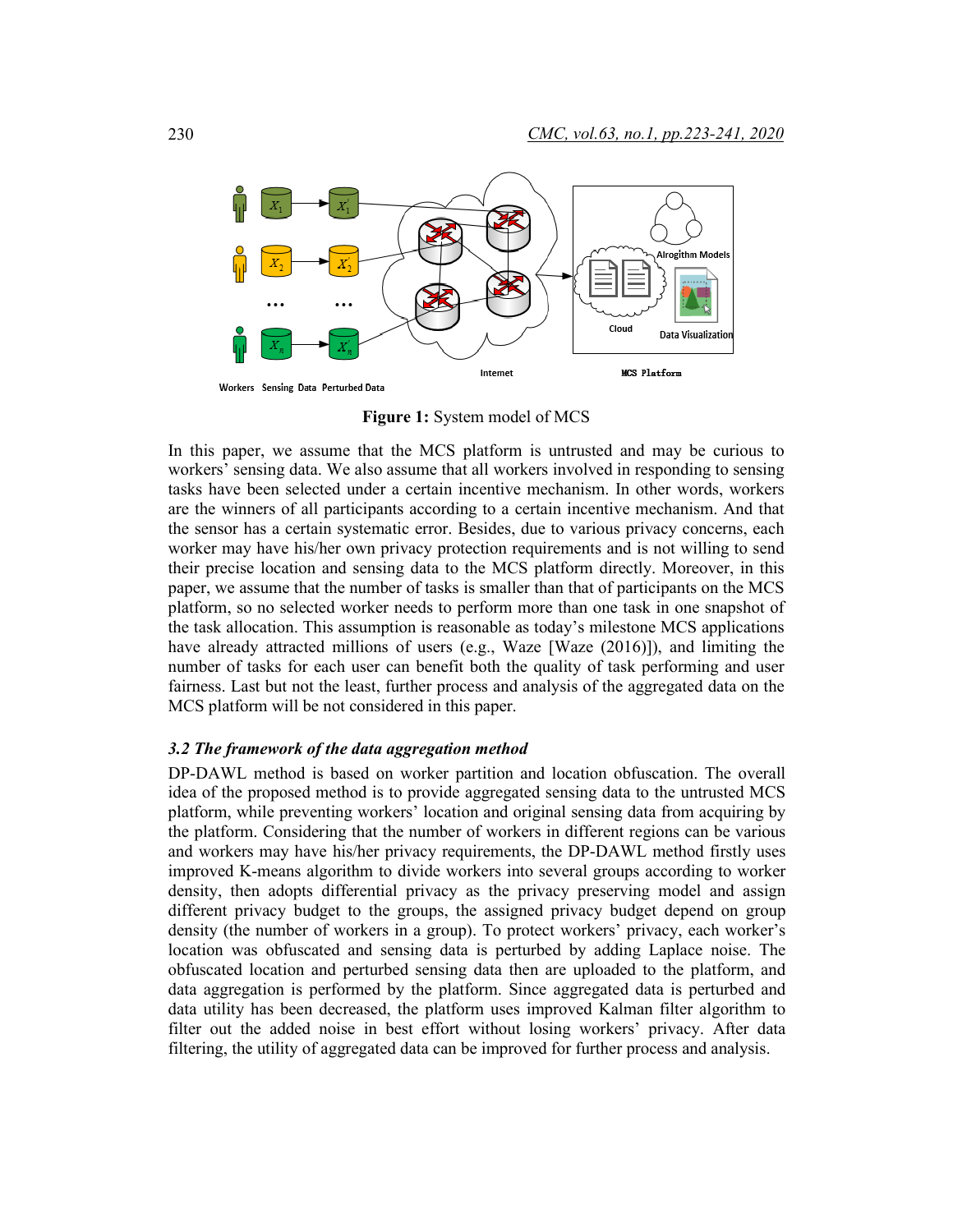**Figure 1:** System model of MCS

In this paper, we assume that the MCS platform is untrusted and may be curious to workers' sensing data. We also assume that all workers involved in responding to sensing tasks have been selected under a certain incentive mechanism. In other words, workers are the winners of all participants according to a certain incentive mechanism. And that the sensor has a certain systematic error. Besides, due to various privacy concerns, each worker may have his/her own privacy protection requirements and is not willing to send their precise location and sensing data to the MCS platform directly. Moreover, in this paper, we assume that the number of tasks is smaller than that of participants on the MCS platform, so no selected worker needs to perform more than one task in one snapshot of the task allocation. This assumption is reasonable as today's milestone MCS applications have already attracted millions of users (e.g., Waze [Waze (2016)]), and limiting the number of tasks for each user can benefit both the quality of task performing and user fairness. Last but not the least, further process and analysis of the aggregated data on the MCS platform will be not considered in this paper.

### *3.2 The framework of the data aggregation method*

DP-DAWL method is based on worker partition and location obfuscation. The overall idea of the proposed method is to provide aggregated sensing data to the untrusted MCS platform, while preventing workers' location and original sensing data from acquiring by the platform. Considering that the number of workers in different regions can be various and workers may have his/her privacy requirements, the DP-DAWL method firstly uses improved K-means algorithm to divide workers into several groups according to worker density, then adopts differential privacy as the privacy preserving model and assign different privacy budget to the groups, the assigned privacy budget depend on group density (the number of workers in a group). To protect workers' privacy, each worker's location was obfuscated and sensing data is perturbed by adding Laplace noise. The obfuscated location and perturbed sensing data then are uploaded to the platform, and data aggregation is performed by the platform. Since aggregated data is perturbed and data utility has been decreased, the platform uses improved Kalman filter algorithm to filter out the added noise in best effort without losing workers' privacy. After data filtering, the utility of aggregated data can be improved for further process and analysis.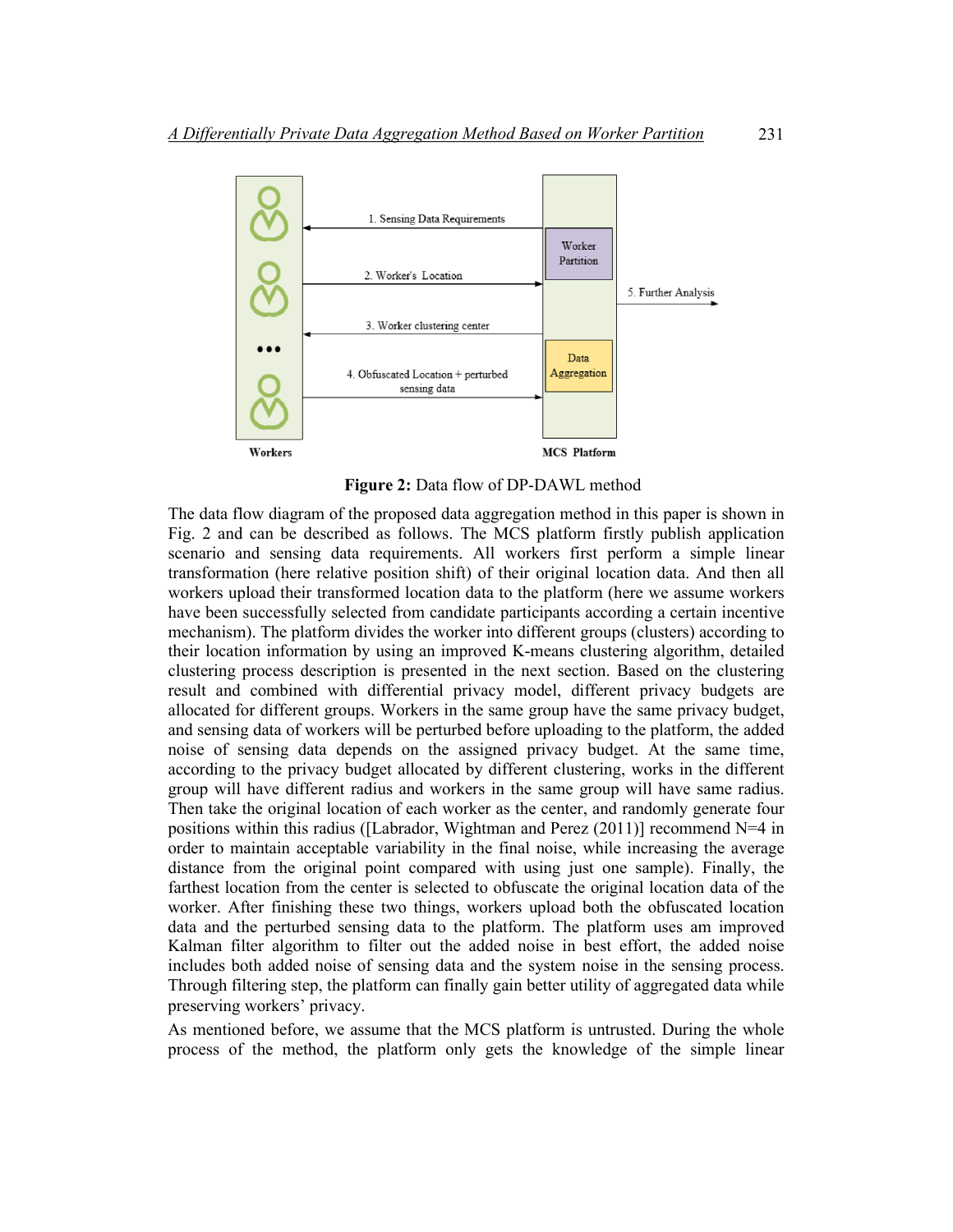**Figure 2:** Data flow of DP-DAWL method

The data flow diagram of the proposed data aggregation method in this paper is shown in Fig. 2 and can be described as follows. The MCS platform firstly publish application scenario and sensing data requirements. All workers first perform a simple linear transformation (here relative position shift) of their original location data. And then all workers upload their transformed location data to the platform (here we assume workers have been successfully selected from candidate participants according a certain incentive mechanism). The platform divides the worker into different groups (clusters) according to their location information by using an improved K-means clustering algorithm, detailed clustering process description is presented in the next section. Based on the clustering result and combined with differential privacy model, different privacy budgets are allocated for different groups. Workers in the same group have the same privacy budget, and sensing data of workers will be perturbed before uploading to the platform, the added noise of sensing data depends on the assigned privacy budget. At the same time, according to the privacy budget allocated by different clustering, works in the different group will have different radius and workers in the same group will have same radius. Then take the original location of each worker as the center, and randomly generate four positions within this radius ([Labrador, Wightman and Perez (2011)] recommend N=4 in order to maintain acceptable variability in the final noise, while increasing the average distance from the original point compared with using just one sample). Finally, the farthest location from the center is selected to obfuscate the original location data of the worker. After finishing these two things, workers upload both the obfuscated location data and the perturbed sensing data to the platform. The platform uses am improved Kalman filter algorithm to filter out the added noise in best effort, the added noise includes both added noise of sensing data and the system noise in the sensing process. Through filtering step, the platform can finally gain better utility of aggregated data while preserving workers' privacy.

As mentioned before, we assume that the MCS platform is untrusted. During the whole process of the method, the platform only gets the knowledge of the simple linear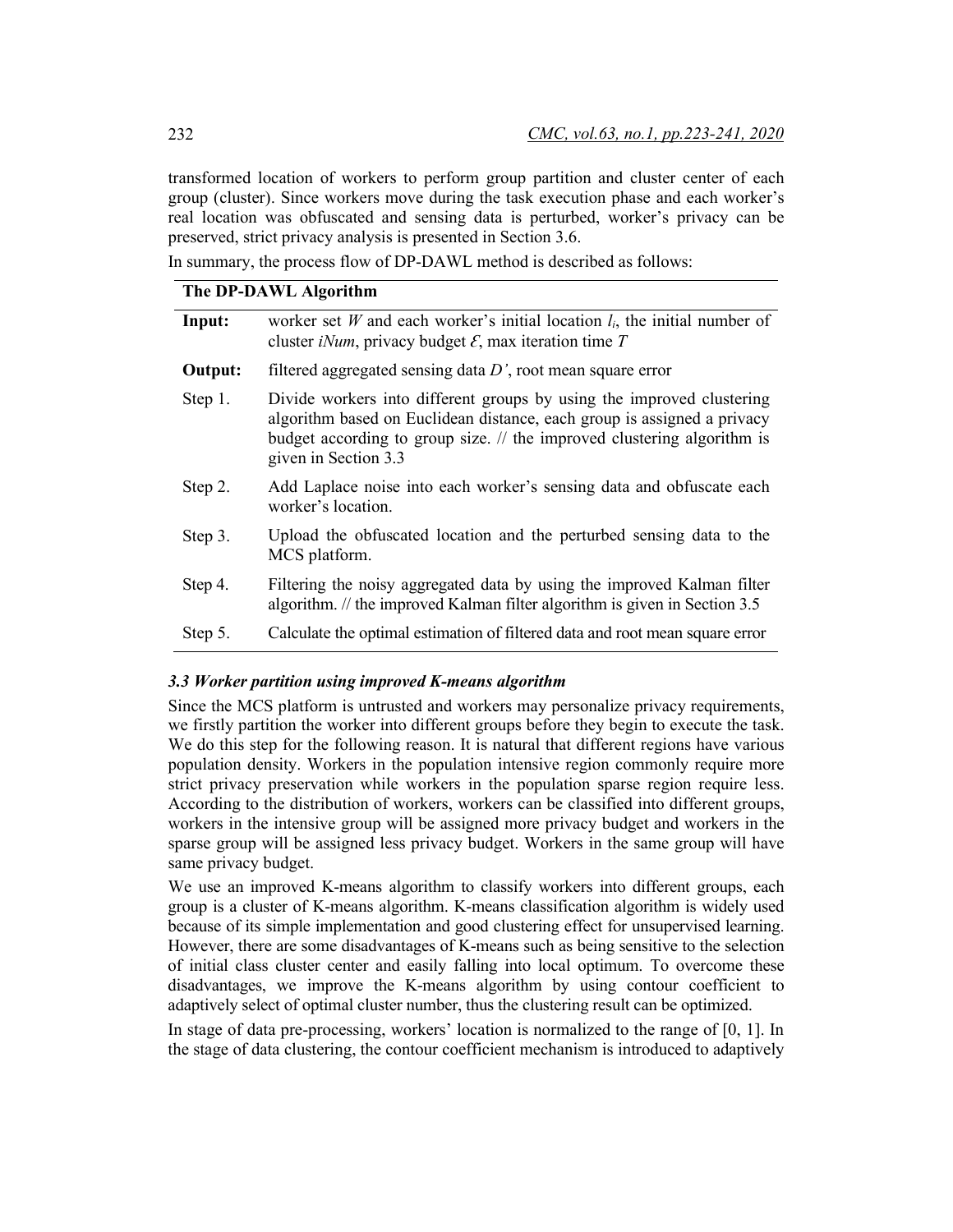transformed location of workers to perform group partition and cluster center of each group (cluster). Since workers move during the task execution phase and each worker's real location was obfuscated and sensing data is perturbed, worker's privacy can be preserved, strict privacy analysis is presented in Section 3.6.

In summary, the process flow of DP-DAWL method is described as follows:

| **The DP-DAWL Algorithm** | |
|---|---|
| **Input:** | worker set $W$ and each worker's initial location $l_i$, the initial number of cluster *iNum*, privacy budget $\mathcal{E}$, max iteration time $T$ |
| **Output:** | filtered aggregated sensing data $D'$, root mean square error |
| Step 1. | Divide workers into different groups by using the improved clustering algorithm based on Euclidean distance, each group is assigned a privacy budget according to group size. // the improved clustering algorithm is given in Section 3.3 |
| Step 2. | Add Laplace noise into each worker's sensing data and obfuscate each worker's location. |
| Step 3. | Upload the obfuscated location and the perturbed sensing data to the MCS platform. |
| Step 4. | Filtering the noisy aggregated data by using the improved Kalman filter algorithm. // the improved Kalman filter algorithm is given in Section 3.5 |
| Step 5. | Calculate the optimal estimation of filtered data and root mean square error |

### *3.3 Worker partition using improved K-means algorithm*

Since the MCS platform is untrusted and workers may personalize privacy requirements, we firstly partition the worker into different groups before they begin to execute the task. We do this step for the following reason. It is natural that different regions have various population density. Workers in the population intensive region commonly require more strict privacy preservation while workers in the population sparse region require less. According to the distribution of workers, workers can be classified into different groups, workers in the intensive group will be assigned more privacy budget and workers in the sparse group will be assigned less privacy budget. Workers in the same group will have same privacy budget.

We use an improved K-means algorithm to classify workers into different groups, each group is a cluster of K-means algorithm. K-means classification algorithm is widely used because of its simple implementation and good clustering effect for unsupervised learning. However, there are some disadvantages of K-means such as being sensitive to the selection of initial class cluster center and easily falling into local optimum. To overcome these disadvantages, we improve the K-means algorithm by using contour coefficient to adaptively select of optimal cluster number, thus the clustering result can be optimized.

In stage of data pre-processing, workers' location is normalized to the range of [0, 1]. In the stage of data clustering, the contour coefficient mechanism is introduced to adaptively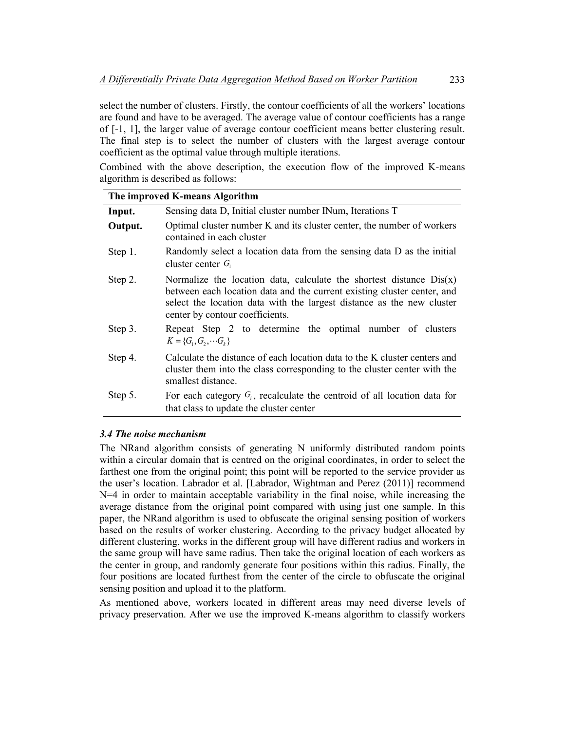select the number of clusters. Firstly, the contour coefficients of all the workers' locations are found and have to be averaged. The average value of contour coefficients has a range of [-1, 1], the larger value of average contour coefficient means better clustering result. The final step is to select the number of clusters with the largest average contour coefficient as the optimal value through multiple iterations.

Combined with the above description, the execution flow of the improved K-means algorithm is described as follows:

| **The improved K-means Algorithm** | |
|---|---|
| **Input.** | Sensing data D, Initial cluster number INum, Iterations T |
| **Output.** | Optimal cluster number K and its cluster center, the number of workers contained in each cluster |
| Step 1. | Randomly select a location data from the sensing data D as the initial cluster center $G_1$ |
| Step 2. | Normalize the location data, calculate the shortest distance Dis(x) between each location data and the current existing cluster center, and select the location data with the largest distance as the new cluster center by contour coefficients. |
| Step 3. | Repeat Step 2 to determine the optimal number of clusters $K = \{G_1, G_2, \cdots G_k\}$ |
| Step 4. | Calculate the distance of each location data to the K cluster centers and cluster them into the class corresponding to the cluster center with the smallest distance. |
| Step 5. | For each category $G_i$, recalculate the centroid of all location data for that class to update the cluster center |

### *3.4 The noise mechanism*

The NRand algorithm consists of generating N uniformly distributed random points within a circular domain that is centred on the original coordinates, in order to select the farthest one from the original point; this point will be reported to the service provider as the user's location. Labrador et al. [Labrador, Wightman and Perez (2011)] recommend N=4 in order to maintain acceptable variability in the final noise, while increasing the average distance from the original point compared with using just one sample. In this paper, the NRand algorithm is used to obfuscate the original sensing position of workers based on the results of worker clustering. According to the privacy budget allocated by different clustering, works in the different group will have different radius and workers in the same group will have same radius. Then take the original location of each workers as the center in group, and randomly generate four positions within this radius. Finally, the four positions are located furthest from the center of the circle to obfuscate the original sensing position and upload it to the platform.

As mentioned above, workers located in different areas may need diverse levels of privacy preservation. After we use the improved K-means algorithm to classify workers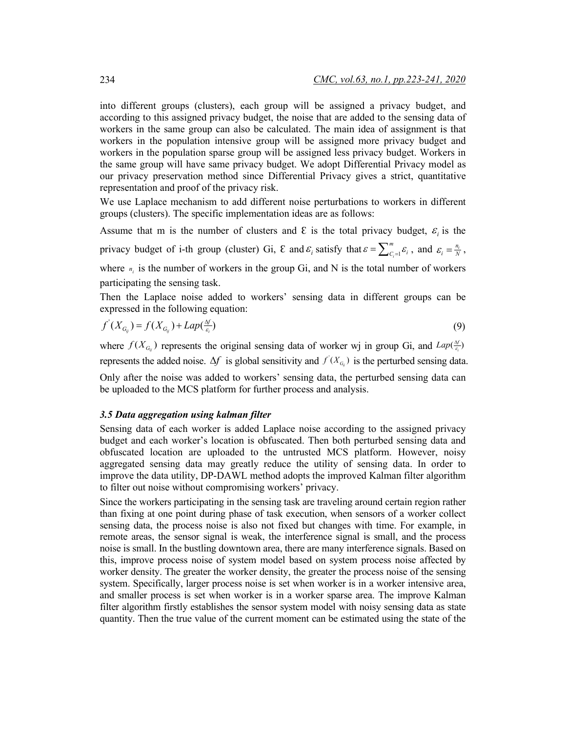into different groups (clusters), each group will be assigned a privacy budget, and according to this assigned privacy budget, the noise that are added to the sensing data of workers in the same group can also be calculated. The main idea of assignment is that workers in the population intensive group will be assigned more privacy budget and workers in the population sparse group will be assigned less privacy budget. Workers in the same group will have same privacy budget. We adopt Differential Privacy model as our privacy preservation method since Differential Privacy gives a strict, quantitative representation and proof of the privacy risk.

We use Laplace mechanism to add different noise perturbations to workers in different groups (clusters). The specific implementation ideas are as follows:

Assume that m is the number of clusters and ε is the total privacy budget, $\varepsilon_i$ is the privacy budget of i-th group (cluster) Gi, ε and $\varepsilon_i$ satisfy that $\varepsilon = \sum_{C_i=1}^{m} \varepsilon_i$, and $\varepsilon_i = \frac{n_i}{N}$, where $n_i$ is the number of workers in the group Gi, and N is the total number of workers participating the sensing task.

Then the Laplace noise added to workers' sensing data in different groups can be expressed in the following equation:

$$f^{'}(X_{G_{ij}}) = f(X_{G_{ij}}) + Lap(\tfrac{\Delta f}{\varepsilon_i}) \tag{9}$$

where $f(X_{G_{ij}})$ represents the original sensing data of worker wj in group Gi, and $Lap(\frac{\Delta f}{\varepsilon_i})$ represents the added noise. $\Delta f$ is global sensitivity and $f^{'}(X_{G_{ij}})$ is the perturbed sensing data.

Only after the noise was added to workers' sensing data, the perturbed sensing data can be uploaded to the MCS platform for further process and analysis.

### *3.5 Data aggregation using kalman filter*

Sensing data of each worker is added Laplace noise according to the assigned privacy budget and each worker's location is obfuscated. Then both perturbed sensing data and obfuscated location are uploaded to the untrusted MCS platform. However, noisy aggregated sensing data may greatly reduce the utility of sensing data. In order to improve the data utility, DP-DAWL method adopts the improved Kalman filter algorithm to filter out noise without compromising workers' privacy.

Since the workers participating in the sensing task are traveling around certain region rather than fixing at one point during phase of task execution, when sensors of a worker collect sensing data, the process noise is also not fixed but changes with time. For example, in remote areas, the sensor signal is weak, the interference signal is small, and the process noise is small. In the bustling downtown area, there are many interference signals. Based on this, improve process noise of system model based on system process noise affected by worker density. The greater the worker density, the greater the process noise of the sensing system. Specifically, larger process noise is set when worker is in a worker intensive area, and smaller process is set when worker is in a worker sparse area. The improve Kalman filter algorithm firstly establishes the sensor system model with noisy sensing data as state quantity. Then the true value of the current moment can be estimated using the state of the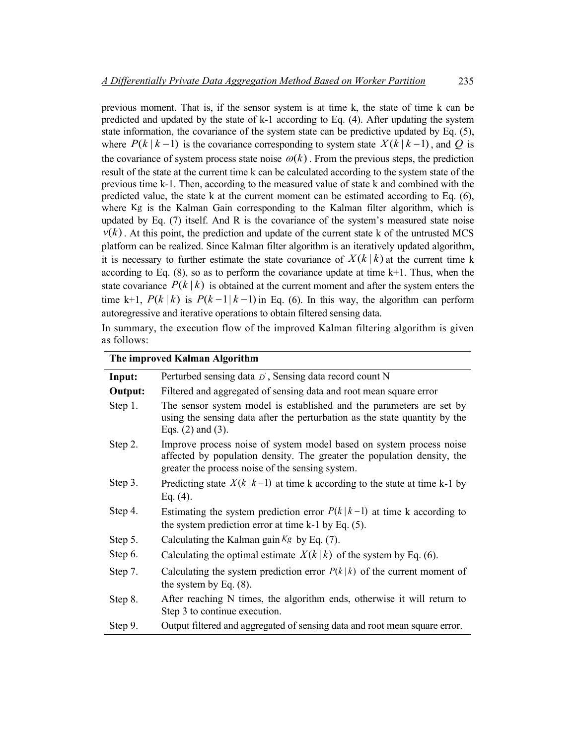previous moment. That is, if the sensor system is at time k, the state of time k can be predicted and updated by the state of k-1 according to Eq. (4). After updating the system state information, the covariance of the system state can be predictive updated by Eq. (5), where $P(k \mid k-1)$ is the covariance corresponding to system state $X(k \mid k-1)$, and $Q$ is the covariance of system process state noise $\omega(k)$. From the previous steps, the prediction result of the state at the current time k can be calculated according to the system state of the previous time k-1. Then, according to the measured value of state k and combined with the predicted value, the state k at the current moment can be estimated according to Eq. (6), where Kg is the Kalman Gain corresponding to the Kalman filter algorithm, which is updated by Eq. (7) itself. And R is the covariance of the system's measured state noise $v(k)$. At this point, the prediction and update of the current state k of the untrusted MCS platform can be realized. Since Kalman filter algorithm is an iteratively updated algorithm, it is necessary to further estimate the state covariance of $X(k \mid k)$ at the current time k according to Eq. (8), so as to perform the covariance update at time k+1. Thus, when the state covariance $P(k \mid k)$ is obtained at the current moment and after the system enters the time k+1, $P(k \mid k)$ is $P(k-1 \mid k-1)$ in Eq. (6). In this way, the algorithm can perform autoregressive and iterative operations to obtain filtered sensing data.

In summary, the execution flow of the improved Kalman filtering algorithm is given as follows:

| **The improved Kalman Algorithm** | |
|---|---|
| **Input:** | Perturbed sensing data $D^{'}$, Sensing data record count N |
| **Output:** | Filtered and aggregated of sensing data and root mean square error |
| Step 1. | The sensor system model is established and the parameters are set by using the sensing data after the perturbation as the state quantity by the Eqs. (2) and (3). |
| Step 2. | Improve process noise of system model based on system process noise affected by population density. The greater the population density, the greater the process noise of the sensing system. |
| Step 3. | Predicting state $X(k \mid k-1)$ at time k according to the state at time k-1 by Eq. (4). |
| Step 4. | Estimating the system prediction error $P(k \mid k-1)$ at time k according to the system prediction error at time k-1 by Eq. (5). |
| Step 5. | Calculating the Kalman gain $Kg$ by Eq. (7). |
| Step 6. | Calculating the optimal estimate $X(k \mid k)$ of the system by Eq. (6). |
| Step 7. | Calculating the system prediction error $P(k \mid k)$ of the current moment of the system by Eq. (8). |
| Step 8. | After reaching N times, the algorithm ends, otherwise it will return to Step 3 to continue execution. |
| Step 9. | Output filtered and aggregated of sensing data and root mean square error. |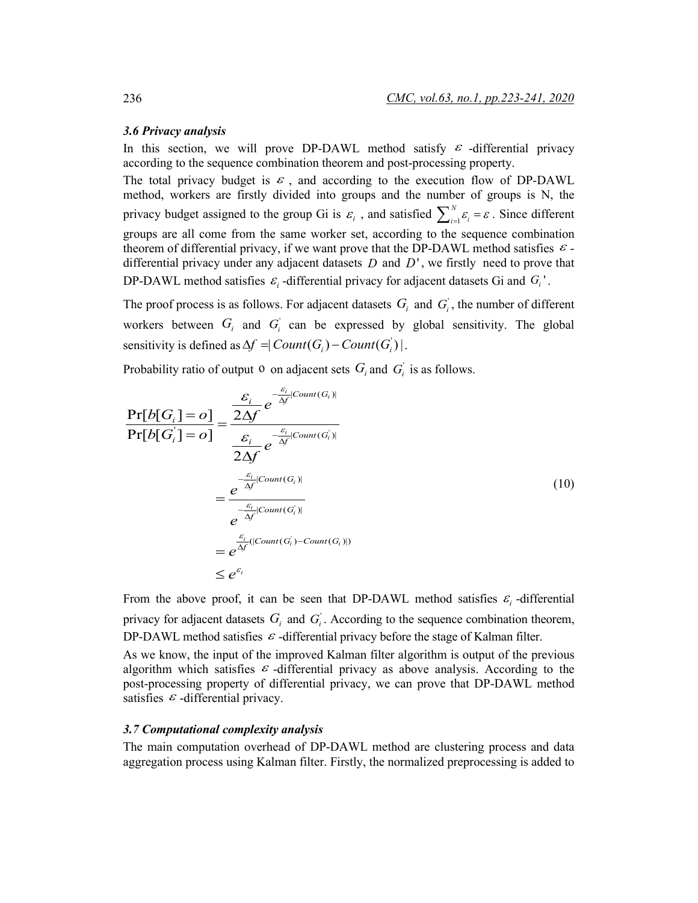### 3.6 Privacy analysis

In this section, we will prove DP-DAWL method satisfy $\varepsilon$ -differential privacy according to the sequence combination theorem and post-processing property.

The total privacy budget is $\varepsilon$ , and according to the execution flow of DP-DAWL method, workers are firstly divided into groups and the number of groups is N, the privacy budget assigned to the group Gi is $\varepsilon_i$ , and satisfied $\sum_{i=1}^{N}\varepsilon_i = \varepsilon$ . Since different groups are all come from the same worker set, according to the sequence combination theorem of differential privacy, if we want prove that the DP-DAWL method satisfies $\varepsilon$ -differential privacy under any adjacent datasets $D$ and $D'$, we firstly need to prove that DP-DAWL method satisfies $\varepsilon_i$ -differential privacy for adjacent datasets Gi and $G_i'$.

The proof process is as follows. For adjacent datasets $G_i$ and $G_i^{'}$, the number of different workers between $G_i$ and $G_i^{'}$ can be expressed by global sensitivity. The global sensitivity is defined as $\Delta f = |Count(G_i) - Count(G_i^{'})|$.

Probability ratio of output $o$ on adjacent sets $G_i$ and $G_i^{'}$ is as follows.

$$
\begin{aligned}
\frac{\Pr[b[G_i]=o]}{\Pr[b[G_i^{'}]=o]} &= \frac{\dfrac{\varepsilon_i}{2\Delta f}e^{-\frac{\varepsilon_i}{\Delta f}|Count(G_i)|}}{\dfrac{\varepsilon_i}{2\Delta f}e^{-\frac{\varepsilon_i}{\Delta f}|Count(G_i^{'})|}} \\
&= \frac{e^{-\frac{\varepsilon_i}{\Delta f}|Count(G_i)|}}{e^{-\frac{\varepsilon_i}{\Delta f}|Count(G_i^{'})|}} \\
&= e^{\frac{\varepsilon_i}{\Delta f}(|Count(G_i^{'})-Count(G_i)|)} \\
&\le e^{\varepsilon_i}
\end{aligned} \tag{10}
$$

From the above proof, it can be seen that DP-DAWL method satisfies $\varepsilon_i$ -differential privacy for adjacent datasets $G_i$ and $G_i^{'}$. According to the sequence combination theorem, DP-DAWL method satisfies $\varepsilon$ -differential privacy before the stage of Kalman filter.

As we know, the input of the improved Kalman filter algorithm is output of the previous algorithm which satisfies $\varepsilon$ -differential privacy as above analysis. According to the post-processing property of differential privacy, we can prove that DP-DAWL method satisfies $\varepsilon$ -differential privacy.

### 3.7 Computational complexity analysis

The main computation overhead of DP-DAWL method are clustering process and data aggregation process using Kalman filter. Firstly, the normalized preprocessing is added to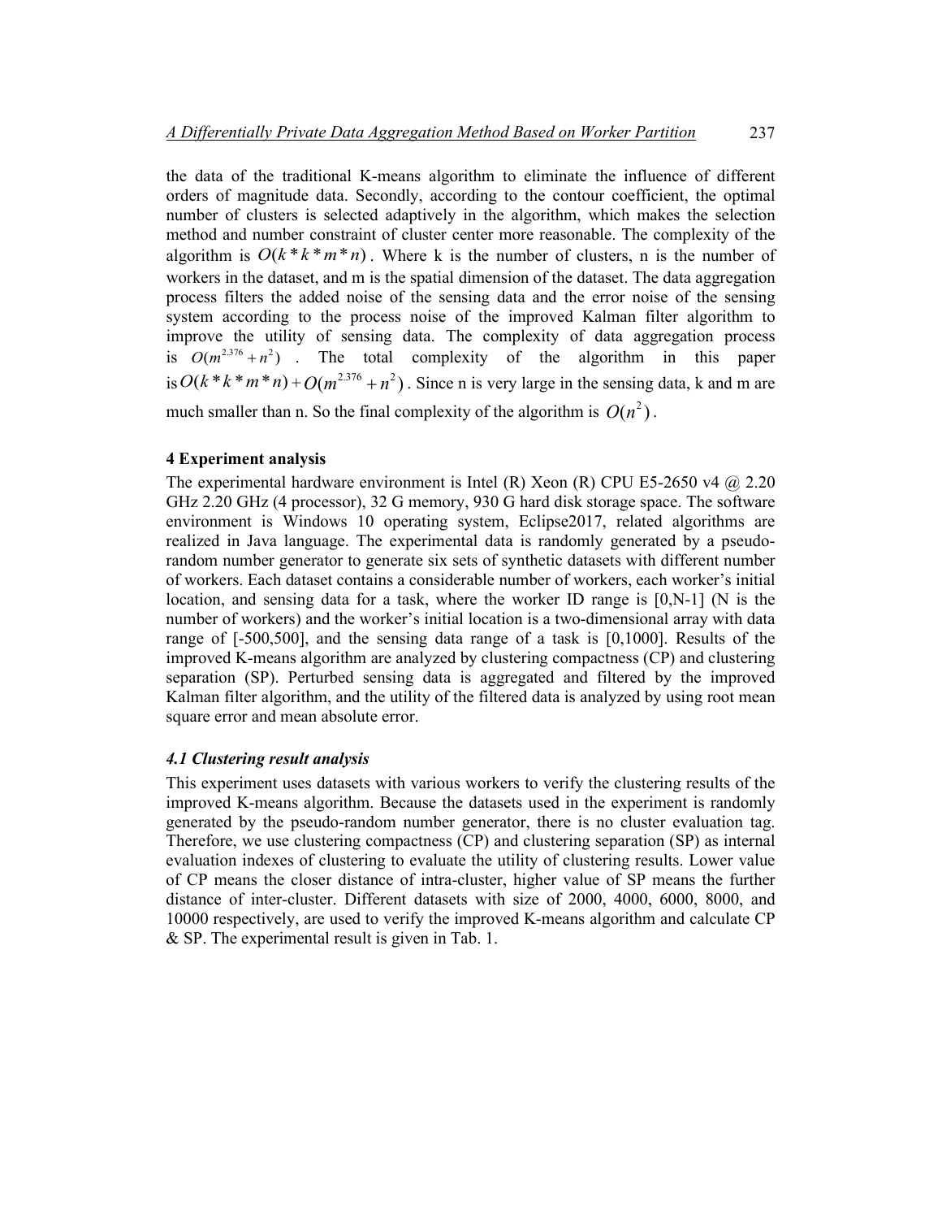the data of the traditional K-means algorithm to eliminate the influence of different orders of magnitude data. Secondly, according to the contour coefficient, the optimal number of clusters is selected adaptively in the algorithm, which makes the selection method and number constraint of cluster center more reasonable. The complexity of the algorithm is $O(k*k*m*n)$. Where k is the number of clusters, n is the number of workers in the dataset, and m is the spatial dimension of the dataset. The data aggregation process filters the added noise of the sensing data and the error noise of the sensing system according to the process noise of the improved Kalman filter algorithm to improve the utility of sensing data. The complexity of data aggregation process is $O(m^{2.376}+n^2)$. The total complexity of the algorithm in this paper is $O(k*k*m*n)+O(m^{2.376}+n^2)$. Since n is very large in the sensing data, k and m are much smaller than n. So the final complexity of the algorithm is $O(n^2)$.

## 4 Experiment analysis

The experimental hardware environment is Intel (R) Xeon (R) CPU E5-2650 v4 @ 2.20 GHz 2.20 GHz (4 processor), 32 G memory, 930 G hard disk storage space. The software environment is Windows 10 operating system, Eclipse2017, related algorithms are realized in Java language. The experimental data is randomly generated by a pseudo-random number generator to generate six sets of synthetic datasets with different number of workers. Each dataset contains a considerable number of workers, each worker's initial location, and sensing data for a task, where the worker ID range is [0,N-1] (N is the number of workers) and the worker's initial location is a two-dimensional array with data range of [-500,500], and the sensing data range of a task is [0,1000]. Results of the improved K-means algorithm are analyzed by clustering compactness (CP) and clustering separation (SP). Perturbed sensing data is aggregated and filtered by the improved Kalman filter algorithm, and the utility of the filtered data is analyzed by using root mean square error and mean absolute error.

### *4.1 Clustering result analysis*

This experiment uses datasets with various workers to verify the clustering results of the improved K-means algorithm. Because the datasets used in the experiment is randomly generated by the pseudo-random number generator, there is no cluster evaluation tag. Therefore, we use clustering compactness (CP) and clustering separation (SP) as internal evaluation indexes of clustering to evaluate the utility of clustering results. Lower value of CP means the closer distance of intra-cluster, higher value of SP means the further distance of inter-cluster. Different datasets with size of 2000, 4000, 6000, 8000, and 10000 respectively, are used to verify the improved K-means algorithm and calculate CP & SP. The experimental result is given in Tab. 1.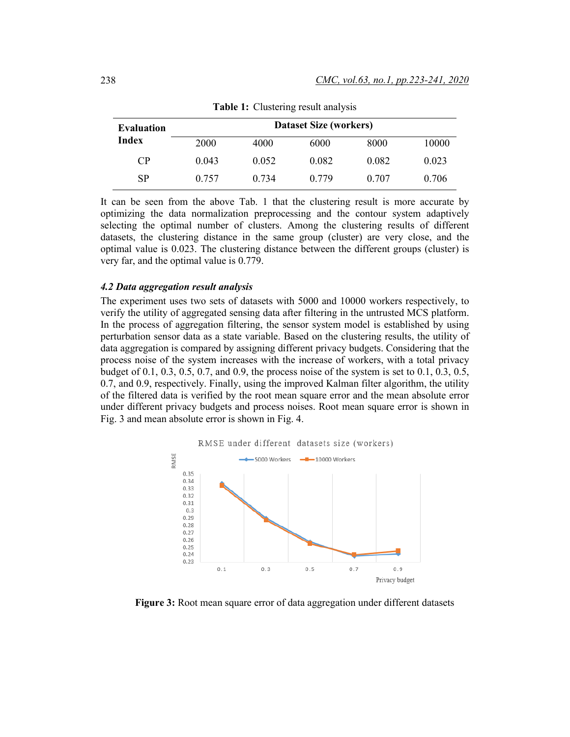**Table 1:** Clustering result analysis

| Evaluation Index | Dataset Size (workers) | | | | |
|---|---|---|---|---|---|
| | 2000 | 4000 | 6000 | 8000 | 10000 |
| CP | 0.043 | 0.052 | 0.082 | 0.082 | 0.023 |
| SP | 0.757 | 0.734 | 0.779 | 0.707 | 0.706 |

It can be seen from the above Tab. 1 that the clustering result is more accurate by optimizing the data normalization preprocessing and the contour system adaptively selecting the optimal number of clusters. Among the clustering results of different datasets, the clustering distance in the same group (cluster) are very close, and the optimal value is 0.023. The clustering distance between the different groups (cluster) is very far, and the optimal value is 0.779.

### *4.2 Data aggregation result analysis*

The experiment uses two sets of datasets with 5000 and 10000 workers respectively, to verify the utility of aggregated sensing data after filtering in the untrusted MCS platform. In the process of aggregation filtering, the sensor system model is established by using perturbation sensor data as a state variable. Based on the clustering results, the utility of data aggregation is compared by assigning different privacy budgets. Considering that the process noise of the system increases with the increase of workers, with a total privacy budget of 0.1, 0.3, 0.5, 0.7, and 0.9, the process noise of the system is set to 0.1, 0.3, 0.5, 0.7, and 0.9, respectively. Finally, using the improved Kalman filter algorithm, the utility of the filtered data is verified by the root mean square error and the mean absolute error under different privacy budgets and process noises. Root mean square error is shown in Fig. 3 and mean absolute error is shown in Fig. 4.

**Figure 3:** Root mean square error of data aggregation under different datasets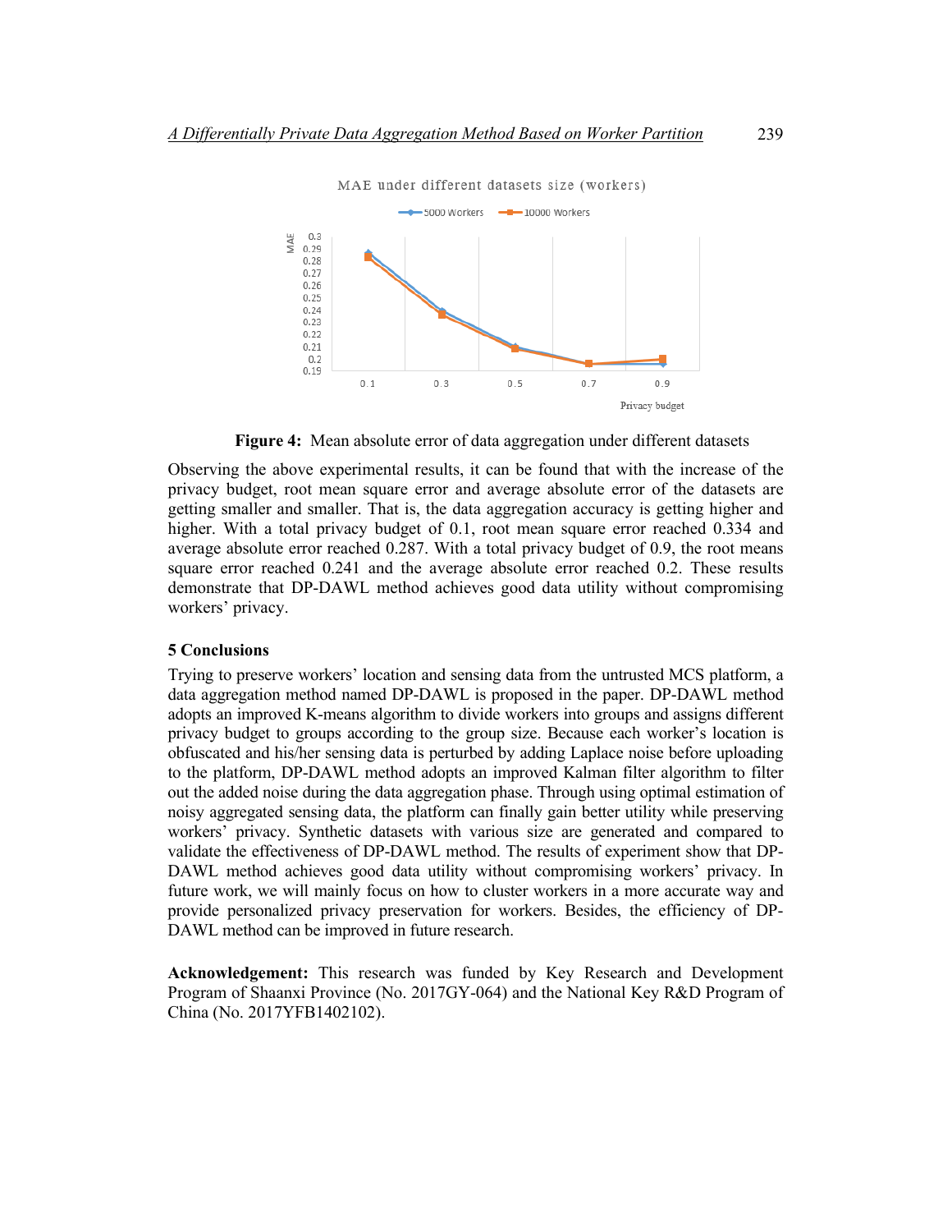**Figure 4:** Mean absolute error of data aggregation under different datasets

Observing the above experimental results, it can be found that with the increase of the privacy budget, root mean square error and average absolute error of the datasets are getting smaller and smaller. That is, the data aggregation accuracy is getting higher and higher. With a total privacy budget of 0.1, root mean square error reached 0.334 and average absolute error reached 0.287. With a total privacy budget of 0.9, the root means square error reached 0.241 and the average absolute error reached 0.2. These results demonstrate that DP-DAWL method achieves good data utility without compromising workers' privacy.

## 5 Conclusions

Trying to preserve workers' location and sensing data from the untrusted MCS platform, a data aggregation method named DP-DAWL is proposed in the paper. DP-DAWL method adopts an improved K-means algorithm to divide workers into groups and assigns different privacy budget to groups according to the group size. Because each worker's location is obfuscated and his/her sensing data is perturbed by adding Laplace noise before uploading to the platform, DP-DAWL method adopts an improved Kalman filter algorithm to filter out the added noise during the data aggregation phase. Through using optimal estimation of noisy aggregated sensing data, the platform can finally gain better utility while preserving workers' privacy. Synthetic datasets with various size are generated and compared to validate the effectiveness of DP-DAWL method. The results of experiment show that DP-DAWL method achieves good data utility without compromising workers' privacy. In future work, we will mainly focus on how to cluster workers in a more accurate way and provide personalized privacy preservation for workers. Besides, the efficiency of DP-DAWL method can be improved in future research.

**Acknowledgement:** This research was funded by Key Research and Development Program of Shaanxi Province (No. 2017GY-064) and the National Key R&D Program of China (No. 2017YFB1402102).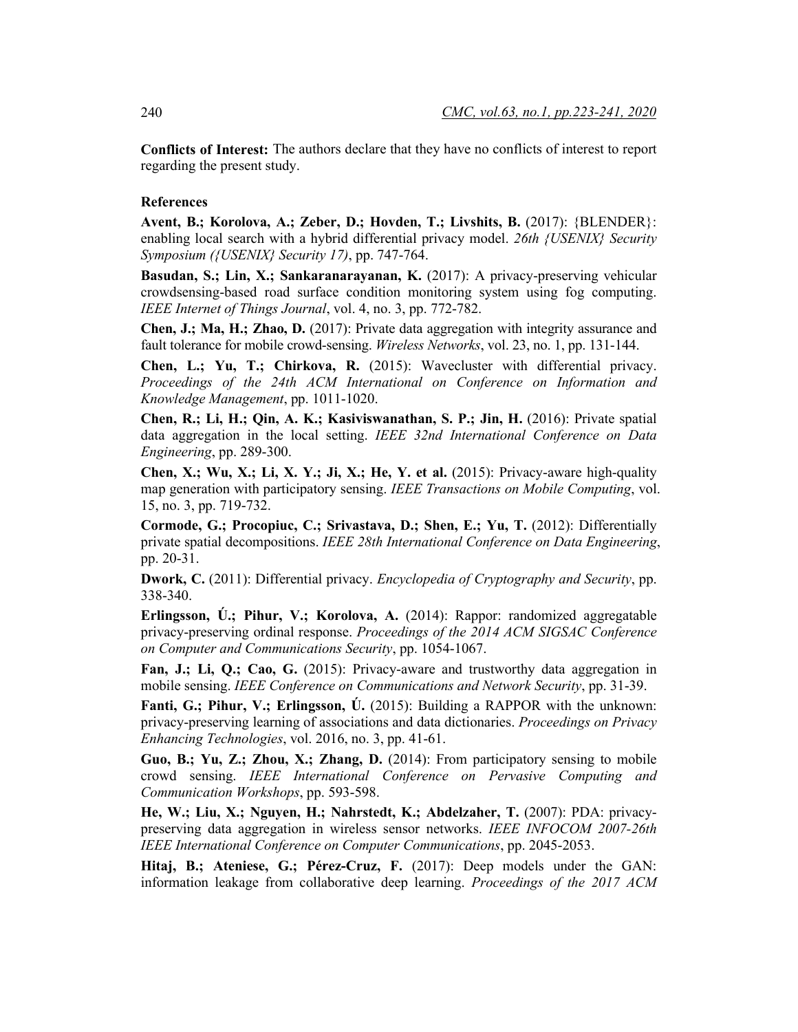**Conflicts of Interest:** The authors declare that they have no conflicts of interest to report regarding the present study.

**References**

**Avent, B.; Korolova, A.; Zeber, D.; Hovden, T.; Livshits, B.** (2017): {BLENDER}: enabling local search with a hybrid differential privacy model. *26th {USENIX} Security Symposium ({USENIX} Security 17)*, pp. 747-764.

**Basudan, S.; Lin, X.; Sankaranarayanan, K.** (2017): A privacy-preserving vehicular crowdsensing-based road surface condition monitoring system using fog computing. *IEEE Internet of Things Journal*, vol. 4, no. 3, pp. 772-782.

**Chen, J.; Ma, H.; Zhao, D.** (2017): Private data aggregation with integrity assurance and fault tolerance for mobile crowd-sensing. *Wireless Networks*, vol. 23, no. 1, pp. 131-144.

**Chen, L.; Yu, T.; Chirkova, R.** (2015): Wavecluster with differential privacy. *Proceedings of the 24th ACM International on Conference on Information and Knowledge Management*, pp. 1011-1020.

**Chen, R.; Li, H.; Qin, A. K.; Kasiviswanathan, S. P.; Jin, H.** (2016): Private spatial data aggregation in the local setting. *IEEE 32nd International Conference on Data Engineering*, pp. 289-300.

**Chen, X.; Wu, X.; Li, X. Y.; Ji, X.; He, Y. et al.** (2015): Privacy-aware high-quality map generation with participatory sensing. *IEEE Transactions on Mobile Computing*, vol. 15, no. 3, pp. 719-732.

**Cormode, G.; Procopiuc, C.; Srivastava, D.; Shen, E.; Yu, T.** (2012): Differentially private spatial decompositions. *IEEE 28th International Conference on Data Engineering*, pp. 20-31.

**Dwork, C.** (2011): Differential privacy. *Encyclopedia of Cryptography and Security*, pp. 338-340.

**Erlingsson, Ú.; Pihur, V.; Korolova, A.** (2014): Rappor: randomized aggregatable privacy-preserving ordinal response. *Proceedings of the 2014 ACM SIGSAC Conference on Computer and Communications Security*, pp. 1054-1067.

**Fan, J.; Li, Q.; Cao, G.** (2015): Privacy-aware and trustworthy data aggregation in mobile sensing. *IEEE Conference on Communications and Network Security*, pp. 31-39.

**Fanti, G.; Pihur, V.; Erlingsson, Ú.** (2015): Building a RAPPOR with the unknown: privacy-preserving learning of associations and data dictionaries. *Proceedings on Privacy Enhancing Technologies*, vol. 2016, no. 3, pp. 41-61.

**Guo, B.; Yu, Z.; Zhou, X.; Zhang, D.** (2014): From participatory sensing to mobile crowd sensing. *IEEE International Conference on Pervasive Computing and Communication Workshops*, pp. 593-598.

**He, W.; Liu, X.; Nguyen, H.; Nahrstedt, K.; Abdelzaher, T.** (2007): PDA: privacy-preserving data aggregation in wireless sensor networks. *IEEE INFOCOM 2007-26th IEEE International Conference on Computer Communications*, pp. 2045-2053.

**Hitaj, B.; Ateniese, G.; Pérez-Cruz, F.** (2017): Deep models under the GAN: information leakage from collaborative deep learning. *Proceedings of the 2017 ACM*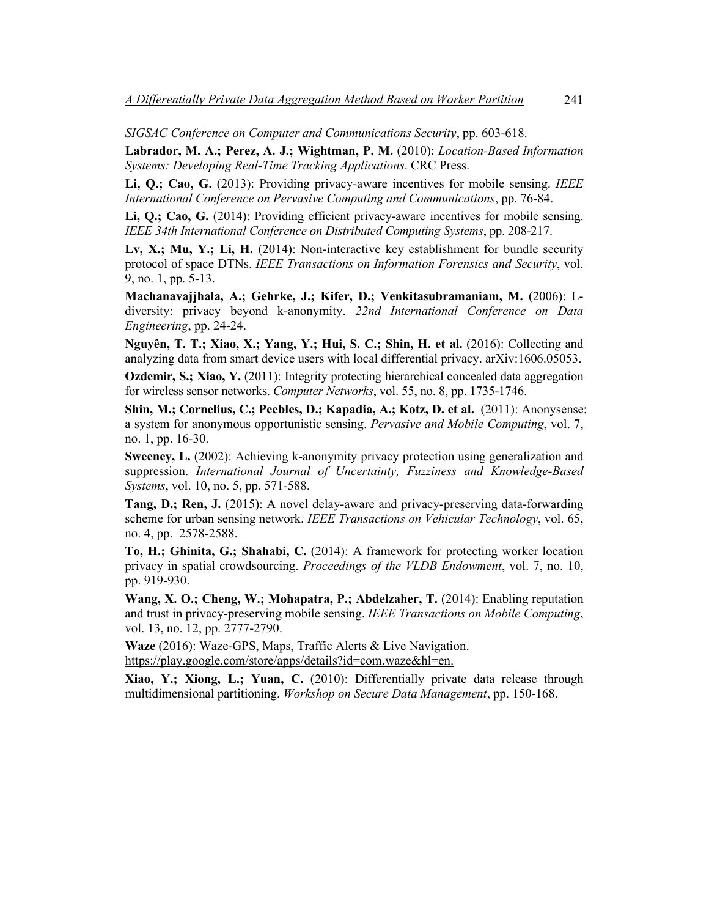*SIGSAC Conference on Computer and Communications Security*, pp. 603-618.

**Labrador, M. A.; Perez, A. J.; Wightman, P. M.** (2010): *Location-Based Information Systems: Developing Real-Time Tracking Applications*. CRC Press.

**Li, Q.; Cao, G.** (2013): Providing privacy-aware incentives for mobile sensing. *IEEE International Conference on Pervasive Computing and Communications*, pp. 76-84.

**Li, Q.; Cao, G.** (2014): Providing efficient privacy-aware incentives for mobile sensing. *IEEE 34th International Conference on Distributed Computing Systems*, pp. 208-217.

**Lv, X.; Mu, Y.; Li, H.** (2014): Non-interactive key establishment for bundle security protocol of space DTNs. *IEEE Transactions on Information Forensics and Security*, vol. 9, no. 1, pp. 5-13.

**Machanavajjhala, A.; Gehrke, J.; Kifer, D.; Venkitasubramaniam, M.** (2006): L-diversity: privacy beyond k-anonymity. *22nd International Conference on Data Engineering*, pp. 24-24.

**Nguyên, T. T.; Xiao, X.; Yang, Y.; Hui, S. C.; Shin, H. et al.** (2016): Collecting and analyzing data from smart device users with local differential privacy. arXiv:1606.05053.

**Ozdemir, S.; Xiao, Y.** (2011): Integrity protecting hierarchical concealed data aggregation for wireless sensor networks. *Computer Networks*, vol. 55, no. 8, pp. 1735-1746.

**Shin, M.; Cornelius, C.; Peebles, D.; Kapadia, A.; Kotz, D. et al.** (2011): Anonysense: a system for anonymous opportunistic sensing. *Pervasive and Mobile Computing*, vol. 7, no. 1, pp. 16-30.

**Sweeney, L.** (2002): Achieving k-anonymity privacy protection using generalization and suppression. *International Journal of Uncertainty, Fuzziness and Knowledge-Based Systems*, vol. 10, no. 5, pp. 571-588.

**Tang, D.; Ren, J.** (2015): A novel delay-aware and privacy-preserving data-forwarding scheme for urban sensing network. *IEEE Transactions on Vehicular Technology*, vol. 65, no. 4, pp. 2578-2588.

**To, H.; Ghinita, G.; Shahabi, C.** (2014): A framework for protecting worker location privacy in spatial crowdsourcing. *Proceedings of the VLDB Endowment*, vol. 7, no. 10, pp. 919-930.

**Wang, X. O.; Cheng, W.; Mohapatra, P.; Abdelzaher, T.** (2014): Enabling reputation and trust in privacy-preserving mobile sensing. *IEEE Transactions on Mobile Computing*, vol. 13, no. 12, pp. 2777-2790.

**Waze** (2016): Waze-GPS, Maps, Traffic Alerts & Live Navigation. https://play.google.com/store/apps/details?id=com.waze&hl=en.

**Xiao, Y.; Xiong, L.; Yuan, C.** (2010): Differentially private data release through multidimensional partitioning. *Workshop on Secure Data Management*, pp. 150-168.